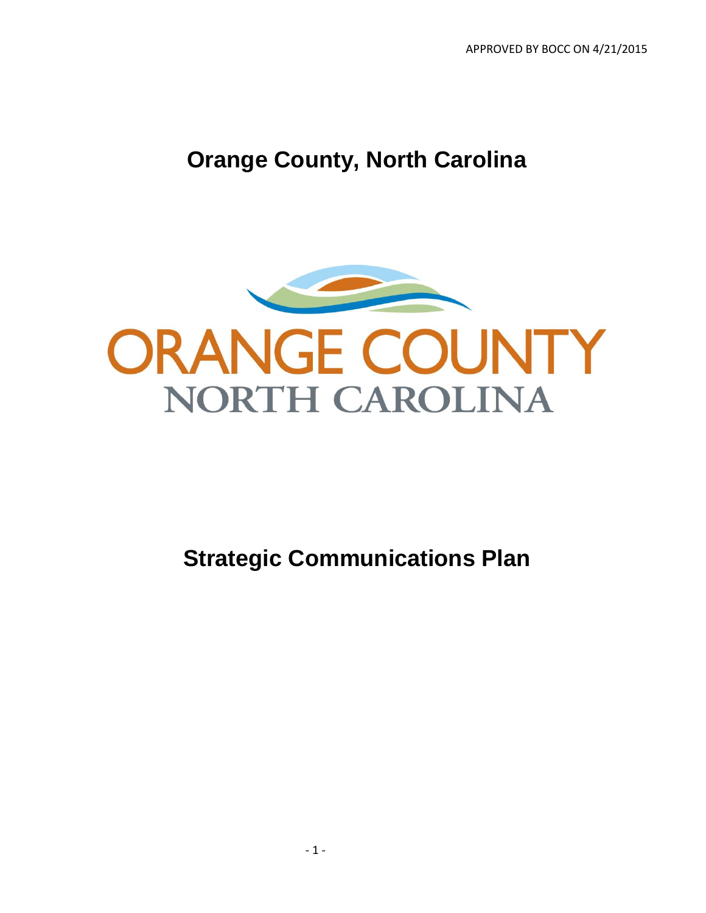APPROVED BY BOCC ON 4/21/2015

# Orange County, North Carolina

ORANGE COUNTY
NORTH CAROLINA

# Strategic Communications Plan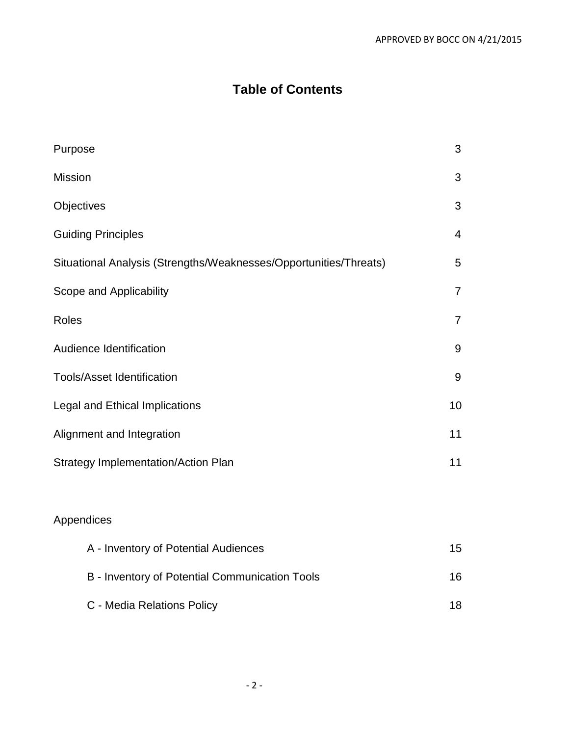# Table of Contents

| | |
|---|---|
| Purpose | 3 |
| Mission | 3 |
| Objectives | 3 |
| Guiding Principles | 4 |
| Situational Analysis (Strengths/Weaknesses/Opportunities/Threats) | 5 |
| Scope and Applicability | 7 |
| Roles | 7 |
| Audience Identification | 9 |
| Tools/Asset Identification | 9 |
| Legal and Ethical Implications | 10 |
| Alignment and Integration | 11 |
| Strategy Implementation/Action Plan | 11 |

Appendices

| | |
|---|---|
| A - Inventory of Potential Audiences | 15 |
| B - Inventory of Potential Communication Tools | 16 |
| C - Media Relations Policy | 18 |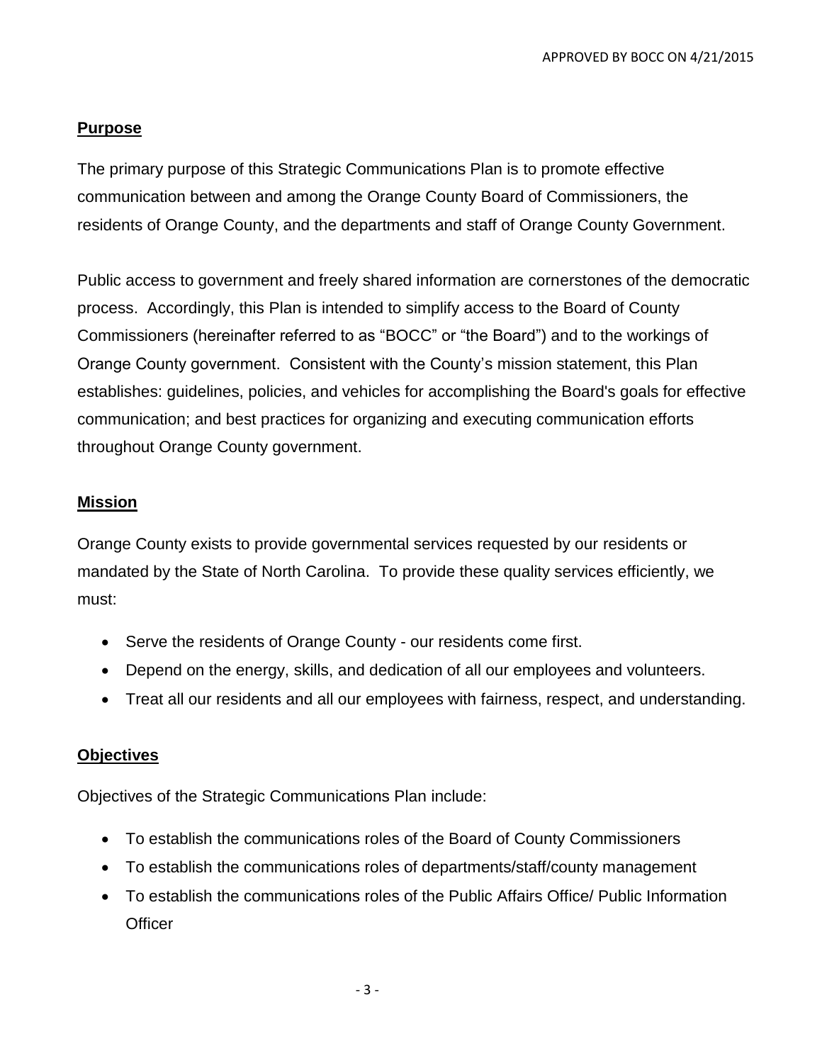## Purpose

The primary purpose of this Strategic Communications Plan is to promote effective communication between and among the Orange County Board of Commissioners, the residents of Orange County, and the departments and staff of Orange County Government.

Public access to government and freely shared information are cornerstones of the democratic process. Accordingly, this Plan is intended to simplify access to the Board of County Commissioners (hereinafter referred to as "BOCC" or "the Board") and to the workings of Orange County government. Consistent with the County's mission statement, this Plan establishes: guidelines, policies, and vehicles for accomplishing the Board's goals for effective communication; and best practices for organizing and executing communication efforts throughout Orange County government.

## Mission

Orange County exists to provide governmental services requested by our residents or mandated by the State of North Carolina. To provide these quality services efficiently, we must:

- Serve the residents of Orange County - our residents come first.
- Depend on the energy, skills, and dedication of all our employees and volunteers.
- Treat all our residents and all our employees with fairness, respect, and understanding.

## Objectives

Objectives of the Strategic Communications Plan include:

- To establish the communications roles of the Board of County Commissioners
- To establish the communications roles of departments/staff/county management
- To establish the communications roles of the Public Affairs Office/ Public Information Officer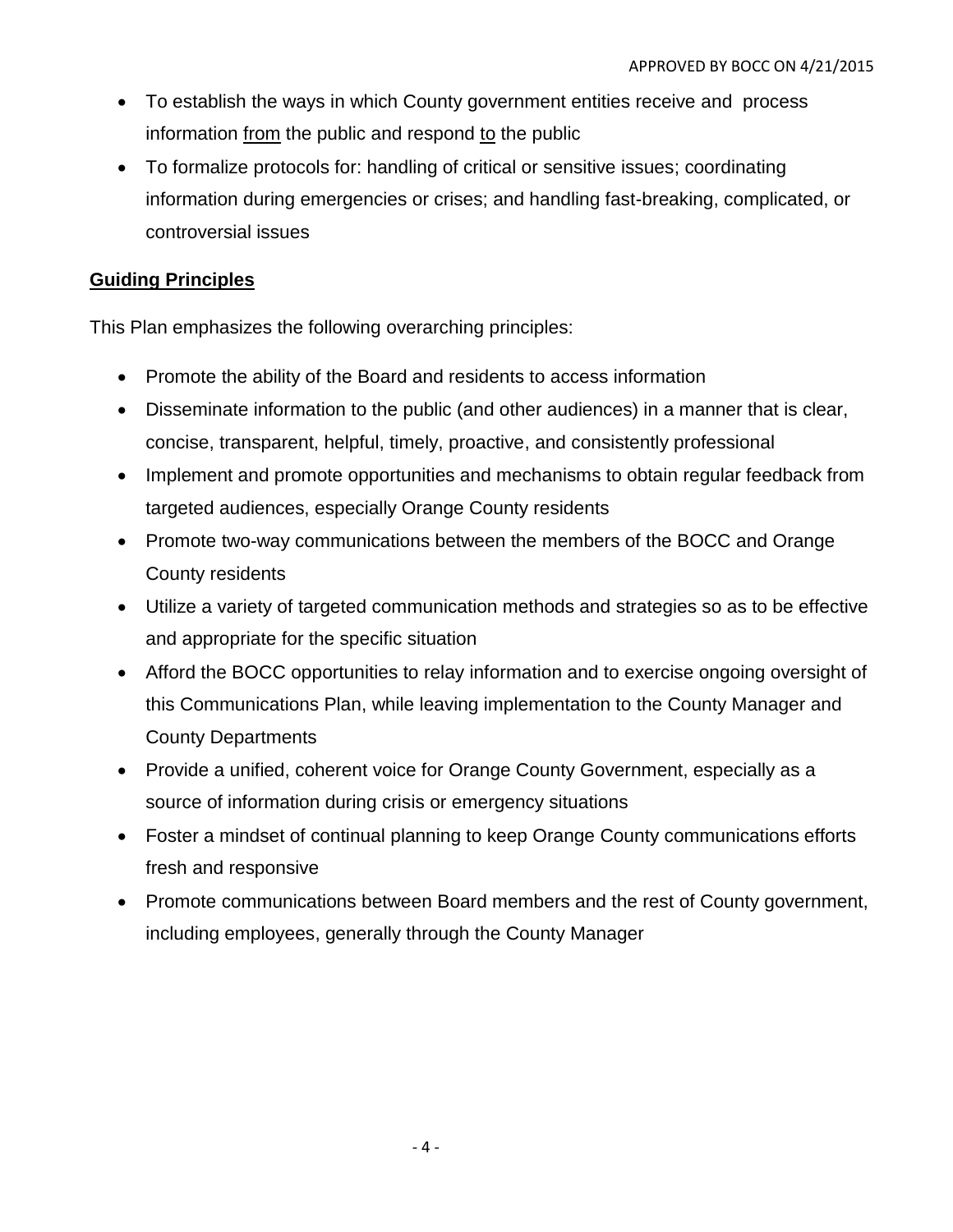- To establish the ways in which County government entities receive and process information <u>from</u> the public and respond <u>to</u> the public
- To formalize protocols for: handling of critical or sensitive issues; coordinating information during emergencies or crises; and handling fast-breaking, complicated, or controversial issues

## Guiding Principles

This Plan emphasizes the following overarching principles:

- Promote the ability of the Board and residents to access information
- Disseminate information to the public (and other audiences) in a manner that is clear, concise, transparent, helpful, timely, proactive, and consistently professional
- Implement and promote opportunities and mechanisms to obtain regular feedback from targeted audiences, especially Orange County residents
- Promote two-way communications between the members of the BOCC and Orange County residents
- Utilize a variety of targeted communication methods and strategies so as to be effective and appropriate for the specific situation
- Afford the BOCC opportunities to relay information and to exercise ongoing oversight of this Communications Plan, while leaving implementation to the County Manager and County Departments
- Provide a unified, coherent voice for Orange County Government, especially as a source of information during crisis or emergency situations
- Foster a mindset of continual planning to keep Orange County communications efforts fresh and responsive
- Promote communications between Board members and the rest of County government, including employees, generally through the County Manager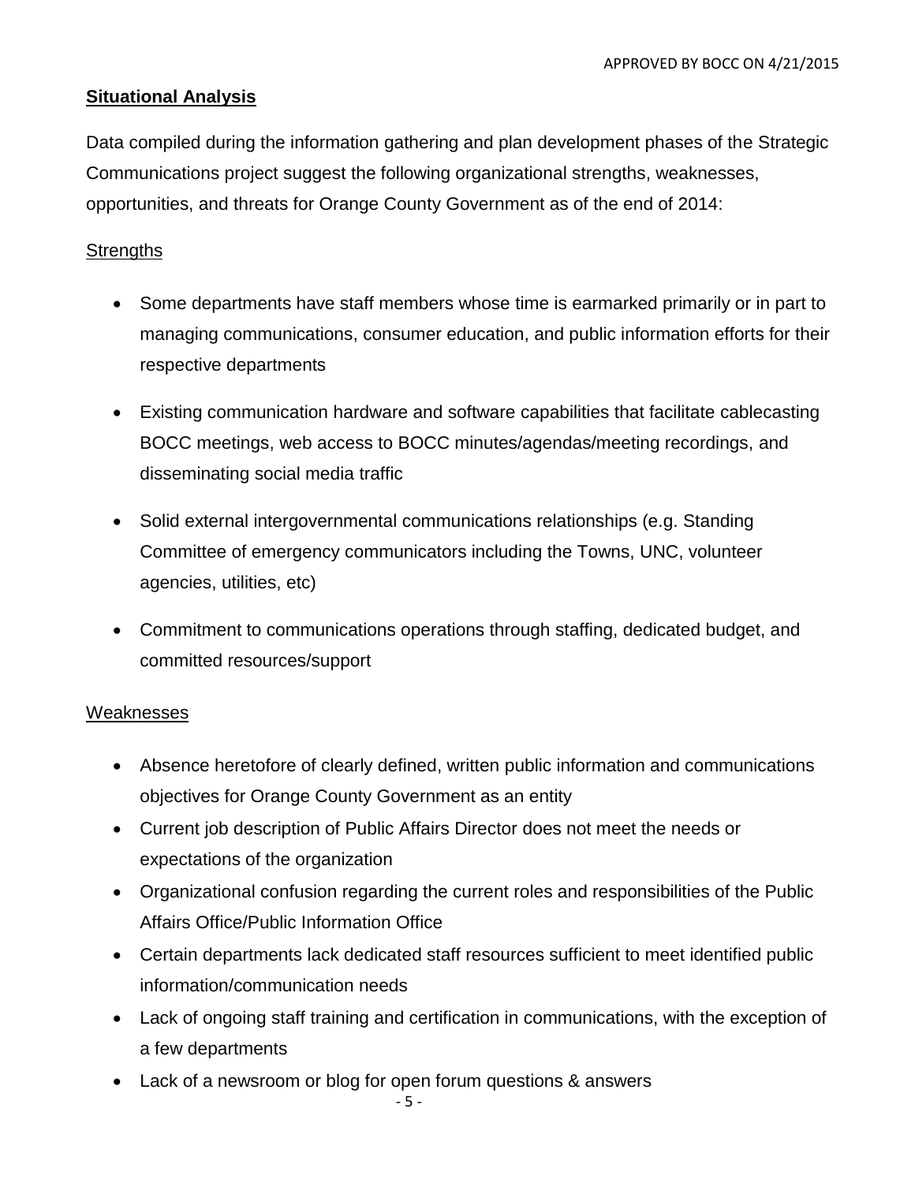## Situational Analysis

Data compiled during the information gathering and plan development phases of the Strategic Communications project suggest the following organizational strengths, weaknesses, opportunities, and threats for Orange County Government as of the end of 2014:

### Strengths

- Some departments have staff members whose time is earmarked primarily or in part to managing communications, consumer education, and public information efforts for their respective departments
- Existing communication hardware and software capabilities that facilitate cablecasting BOCC meetings, web access to BOCC minutes/agendas/meeting recordings, and disseminating social media traffic
- Solid external intergovernmental communications relationships (e.g. Standing Committee of emergency communicators including the Towns, UNC, volunteer agencies, utilities, etc)
- Commitment to communications operations through staffing, dedicated budget, and committed resources/support

### Weaknesses

- Absence heretofore of clearly defined, written public information and communications objectives for Orange County Government as an entity
- Current job description of Public Affairs Director does not meet the needs or expectations of the organization
- Organizational confusion regarding the current roles and responsibilities of the Public Affairs Office/Public Information Office
- Certain departments lack dedicated staff resources sufficient to meet identified public information/communication needs
- Lack of ongoing staff training and certification in communications, with the exception of a few departments
- Lack of a newsroom or blog for open forum questions & answers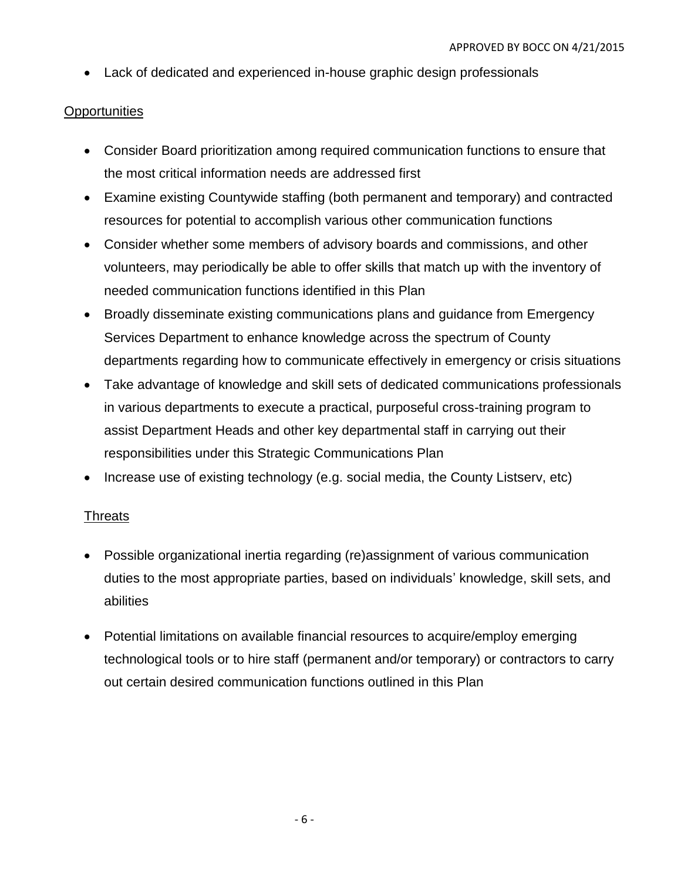- Lack of dedicated and experienced in-house graphic design professionals

Opportunities

- Consider Board prioritization among required communication functions to ensure that the most critical information needs are addressed first
- Examine existing Countywide staffing (both permanent and temporary) and contracted resources for potential to accomplish various other communication functions
- Consider whether some members of advisory boards and commissions, and other volunteers, may periodically be able to offer skills that match up with the inventory of needed communication functions identified in this Plan
- Broadly disseminate existing communications plans and guidance from Emergency Services Department to enhance knowledge across the spectrum of County departments regarding how to communicate effectively in emergency or crisis situations
- Take advantage of knowledge and skill sets of dedicated communications professionals in various departments to execute a practical, purposeful cross-training program to assist Department Heads and other key departmental staff in carrying out their responsibilities under this Strategic Communications Plan
- Increase use of existing technology (e.g. social media, the County Listserv, etc)

Threats

- Possible organizational inertia regarding (re)assignment of various communication duties to the most appropriate parties, based on individuals' knowledge, skill sets, and abilities
- Potential limitations on available financial resources to acquire/employ emerging technological tools or to hire staff (permanent and/or temporary) or contractors to carry out certain desired communication functions outlined in this Plan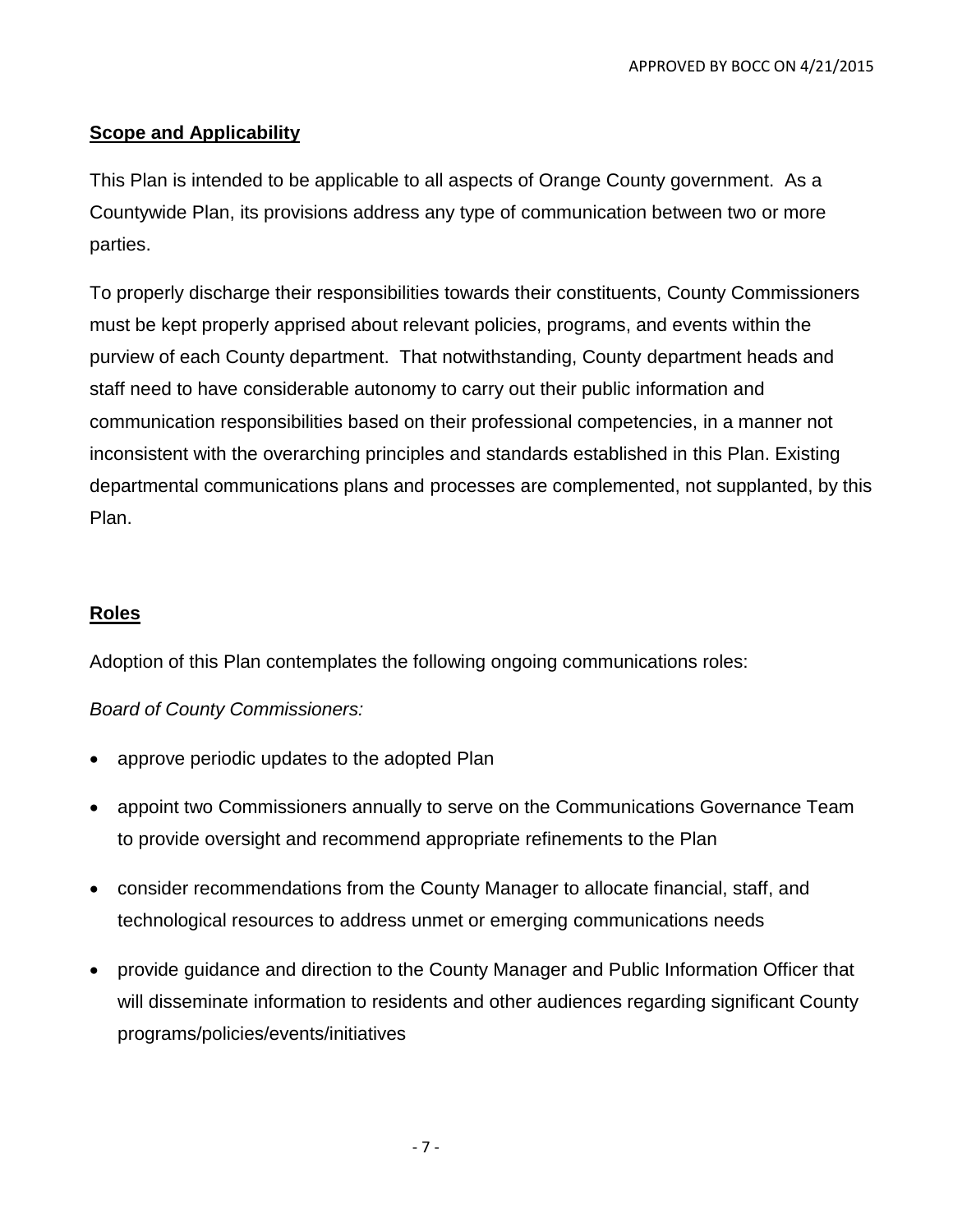## Scope and Applicability

This Plan is intended to be applicable to all aspects of Orange County government. As a Countywide Plan, its provisions address any type of communication between two or more parties.

To properly discharge their responsibilities towards their constituents, County Commissioners must be kept properly apprised about relevant policies, programs, and events within the purview of each County department. That notwithstanding, County department heads and staff need to have considerable autonomy to carry out their public information and communication responsibilities based on their professional competencies, in a manner not inconsistent with the overarching principles and standards established in this Plan. Existing departmental communications plans and processes are complemented, not supplanted, by this Plan.

## Roles

Adoption of this Plan contemplates the following ongoing communications roles:

*Board of County Commissioners:*

- approve periodic updates to the adopted Plan
- appoint two Commissioners annually to serve on the Communications Governance Team to provide oversight and recommend appropriate refinements to the Plan
- consider recommendations from the County Manager to allocate financial, staff, and technological resources to address unmet or emerging communications needs
- provide guidance and direction to the County Manager and Public Information Officer that will disseminate information to residents and other audiences regarding significant County programs/policies/events/initiatives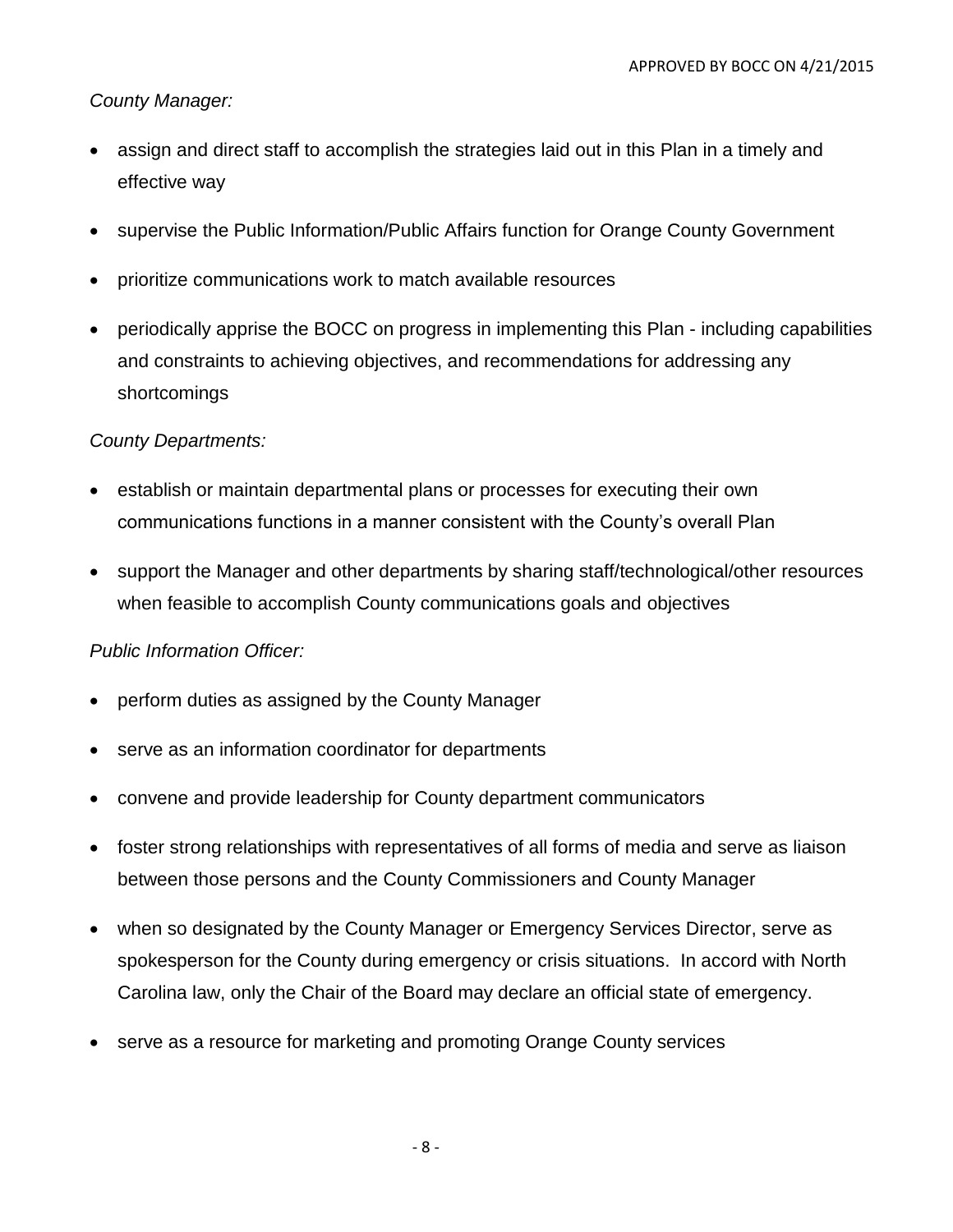*County Manager:*

- assign and direct staff to accomplish the strategies laid out in this Plan in a timely and effective way
- supervise the Public Information/Public Affairs function for Orange County Government
- prioritize communications work to match available resources
- periodically apprise the BOCC on progress in implementing this Plan - including capabilities and constraints to achieving objectives, and recommendations for addressing any shortcomings

*County Departments:*

- establish or maintain departmental plans or processes for executing their own communications functions in a manner consistent with the County's overall Plan
- support the Manager and other departments by sharing staff/technological/other resources when feasible to accomplish County communications goals and objectives

*Public Information Officer:*

- perform duties as assigned by the County Manager
- serve as an information coordinator for departments
- convene and provide leadership for County department communicators
- foster strong relationships with representatives of all forms of media and serve as liaison between those persons and the County Commissioners and County Manager
- when so designated by the County Manager or Emergency Services Director, serve as spokesperson for the County during emergency or crisis situations. In accord with North Carolina law, only the Chair of the Board may declare an official state of emergency.
- serve as a resource for marketing and promoting Orange County services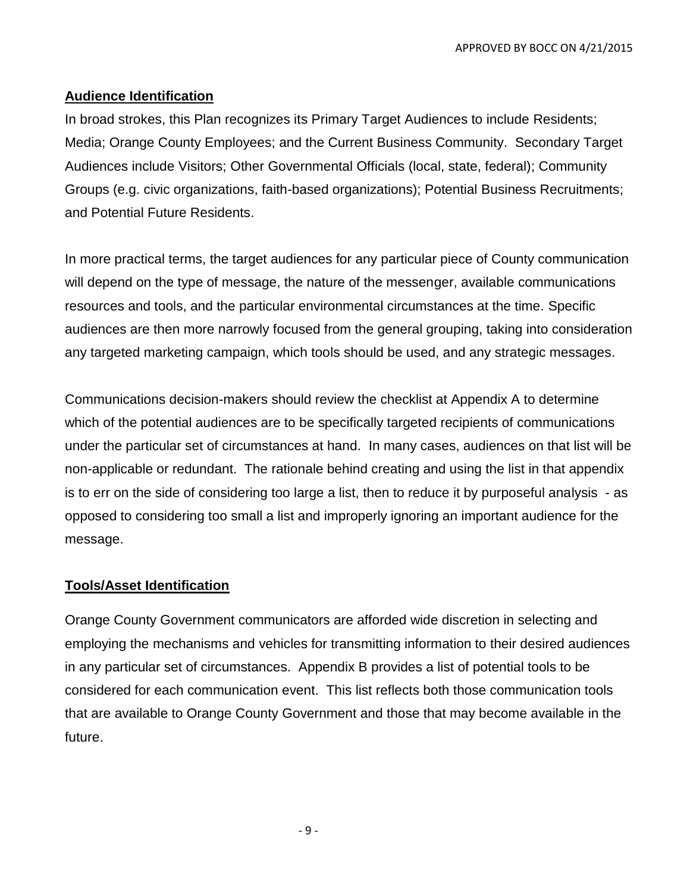## Audience Identification

In broad strokes, this Plan recognizes its Primary Target Audiences to include Residents; Media; Orange County Employees; and the Current Business Community. Secondary Target Audiences include Visitors; Other Governmental Officials (local, state, federal); Community Groups (e.g. civic organizations, faith-based organizations); Potential Business Recruitments; and Potential Future Residents.

In more practical terms, the target audiences for any particular piece of County communication will depend on the type of message, the nature of the messenger, available communications resources and tools, and the particular environmental circumstances at the time. Specific audiences are then more narrowly focused from the general grouping, taking into consideration any targeted marketing campaign, which tools should be used, and any strategic messages.

Communications decision-makers should review the checklist at Appendix A to determine which of the potential audiences are to be specifically targeted recipients of communications under the particular set of circumstances at hand. In many cases, audiences on that list will be non-applicable or redundant. The rationale behind creating and using the list in that appendix is to err on the side of considering too large a list, then to reduce it by purposeful analysis - as opposed to considering too small a list and improperly ignoring an important audience for the message.

## Tools/Asset Identification

Orange County Government communicators are afforded wide discretion in selecting and employing the mechanisms and vehicles for transmitting information to their desired audiences in any particular set of circumstances. Appendix B provides a list of potential tools to be considered for each communication event. This list reflects both those communication tools that are available to Orange County Government and those that may become available in the future.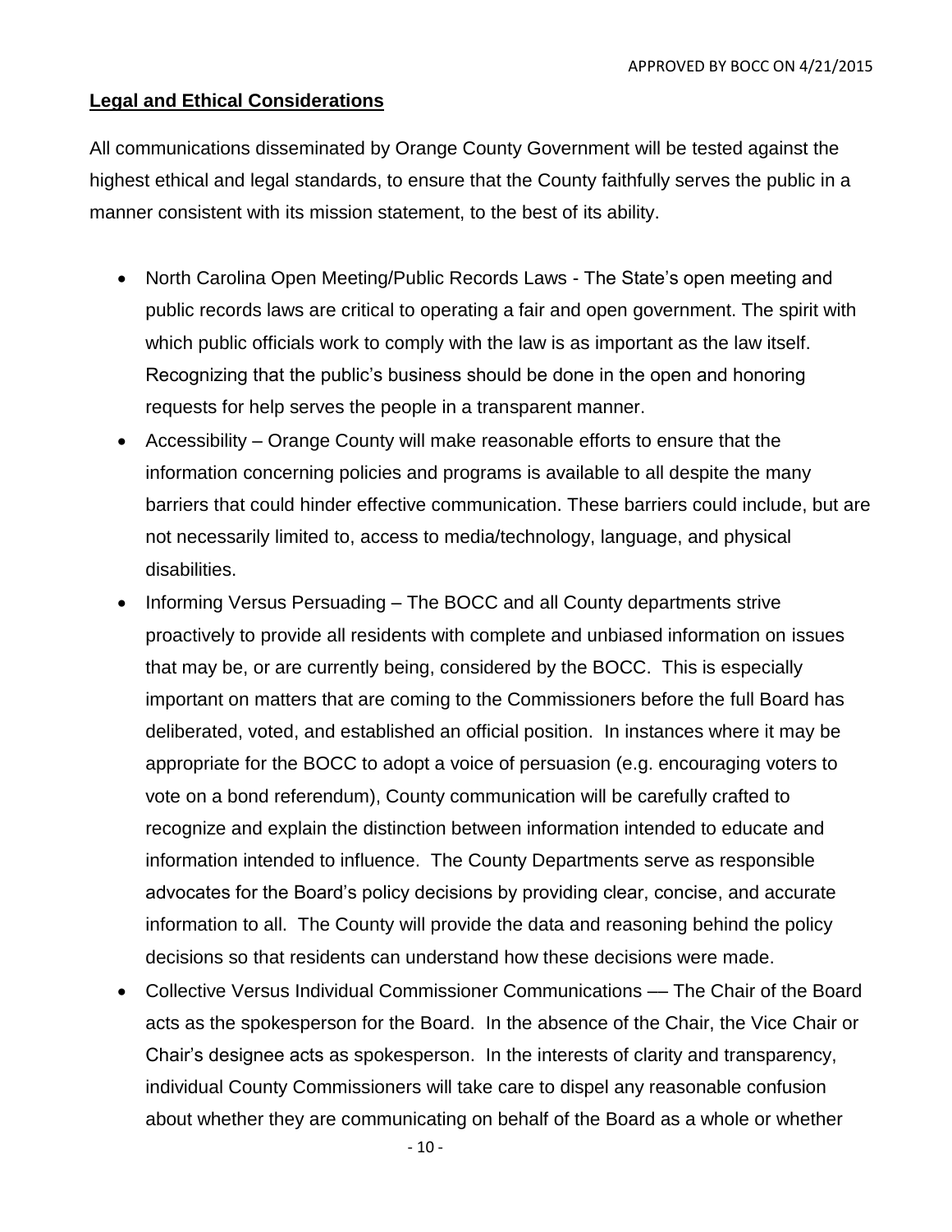## **Legal and Ethical Considerations**

All communications disseminated by Orange County Government will be tested against the highest ethical and legal standards, to ensure that the County faithfully serves the public in a manner consistent with its mission statement, to the best of its ability.

- North Carolina Open Meeting/Public Records Laws - The State's open meeting and public records laws are critical to operating a fair and open government. The spirit with which public officials work to comply with the law is as important as the law itself. Recognizing that the public's business should be done in the open and honoring requests for help serves the people in a transparent manner.
- Accessibility – Orange County will make reasonable efforts to ensure that the information concerning policies and programs is available to all despite the many barriers that could hinder effective communication. These barriers could include, but are not necessarily limited to, access to media/technology, language, and physical disabilities.
- Informing Versus Persuading – The BOCC and all County departments strive proactively to provide all residents with complete and unbiased information on issues that may be, or are currently being, considered by the BOCC. This is especially important on matters that are coming to the Commissioners before the full Board has deliberated, voted, and established an official position. In instances where it may be appropriate for the BOCC to adopt a voice of persuasion (e.g. encouraging voters to vote on a bond referendum), County communication will be carefully crafted to recognize and explain the distinction between information intended to educate and information intended to influence. The County Departments serve as responsible advocates for the Board's policy decisions by providing clear, concise, and accurate information to all. The County will provide the data and reasoning behind the policy decisions so that residents can understand how these decisions were made.
- Collective Versus Individual Commissioner Communications –– The Chair of the Board acts as the spokesperson for the Board. In the absence of the Chair, the Vice Chair or Chair's designee acts as spokesperson. In the interests of clarity and transparency, individual County Commissioners will take care to dispel any reasonable confusion about whether they are communicating on behalf of the Board as a whole or whether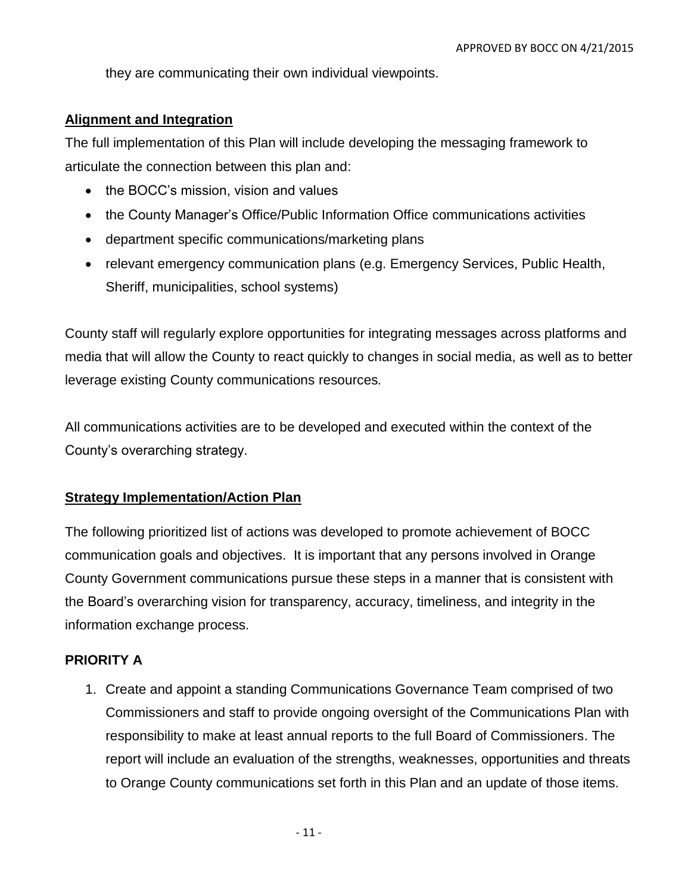they are communicating their own individual viewpoints.

## Alignment and Integration

The full implementation of this Plan will include developing the messaging framework to articulate the connection between this plan and:

- the BOCC's mission, vision and values
- the County Manager's Office/Public Information Office communications activities
- department specific communications/marketing plans
- relevant emergency communication plans (e.g. Emergency Services, Public Health, Sheriff, municipalities, school systems)

County staff will regularly explore opportunities for integrating messages across platforms and media that will allow the County to react quickly to changes in social media, as well as to better leverage existing County communications resources.

All communications activities are to be developed and executed within the context of the County's overarching strategy.

## Strategy Implementation/Action Plan

The following prioritized list of actions was developed to promote achievement of BOCC communication goals and objectives. It is important that any persons involved in Orange County Government communications pursue these steps in a manner that is consistent with the Board's overarching vision for transparency, accuracy, timeliness, and integrity in the information exchange process.

### PRIORITY A

1. Create and appoint a standing Communications Governance Team comprised of two Commissioners and staff to provide ongoing oversight of the Communications Plan with responsibility to make at least annual reports to the full Board of Commissioners. The report will include an evaluation of the strengths, weaknesses, opportunities and threats to Orange County communications set forth in this Plan and an update of those items.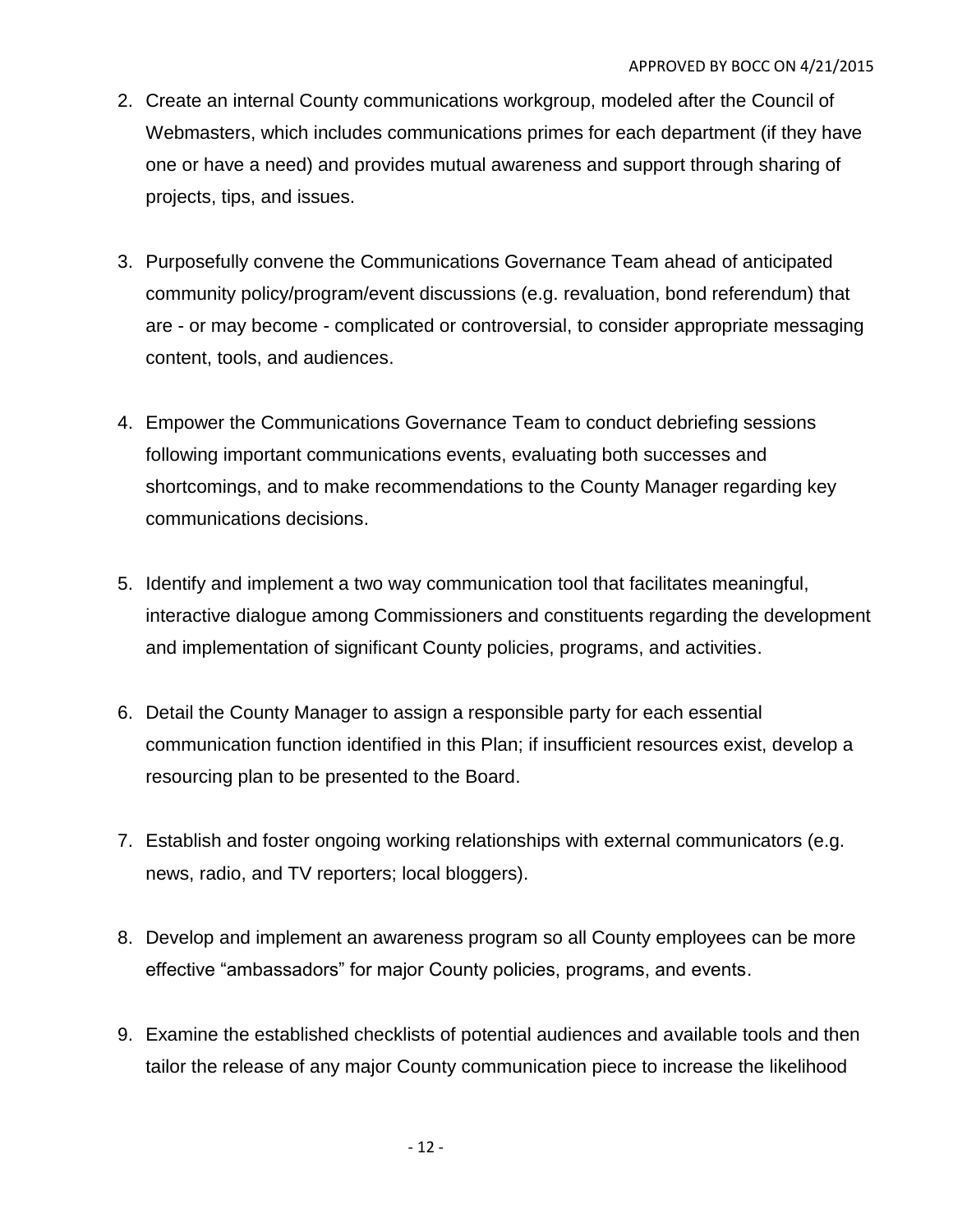2. Create an internal County communications workgroup, modeled after the Council of Webmasters, which includes communications primes for each department (if they have one or have a need) and provides mutual awareness and support through sharing of projects, tips, and issues.

3. Purposefully convene the Communications Governance Team ahead of anticipated community policy/program/event discussions (e.g. revaluation, bond referendum) that are - or may become - complicated or controversial, to consider appropriate messaging content, tools, and audiences.

4. Empower the Communications Governance Team to conduct debriefing sessions following important communications events, evaluating both successes and shortcomings, and to make recommendations to the County Manager regarding key communications decisions.

5. Identify and implement a two way communication tool that facilitates meaningful, interactive dialogue among Commissioners and constituents regarding the development and implementation of significant County policies, programs, and activities.

6. Detail the County Manager to assign a responsible party for each essential communication function identified in this Plan; if insufficient resources exist, develop a resourcing plan to be presented to the Board.

7. Establish and foster ongoing working relationships with external communicators (e.g. news, radio, and TV reporters; local bloggers).

8. Develop and implement an awareness program so all County employees can be more effective "ambassadors" for major County policies, programs, and events.

9. Examine the established checklists of potential audiences and available tools and then tailor the release of any major County communication piece to increase the likelihood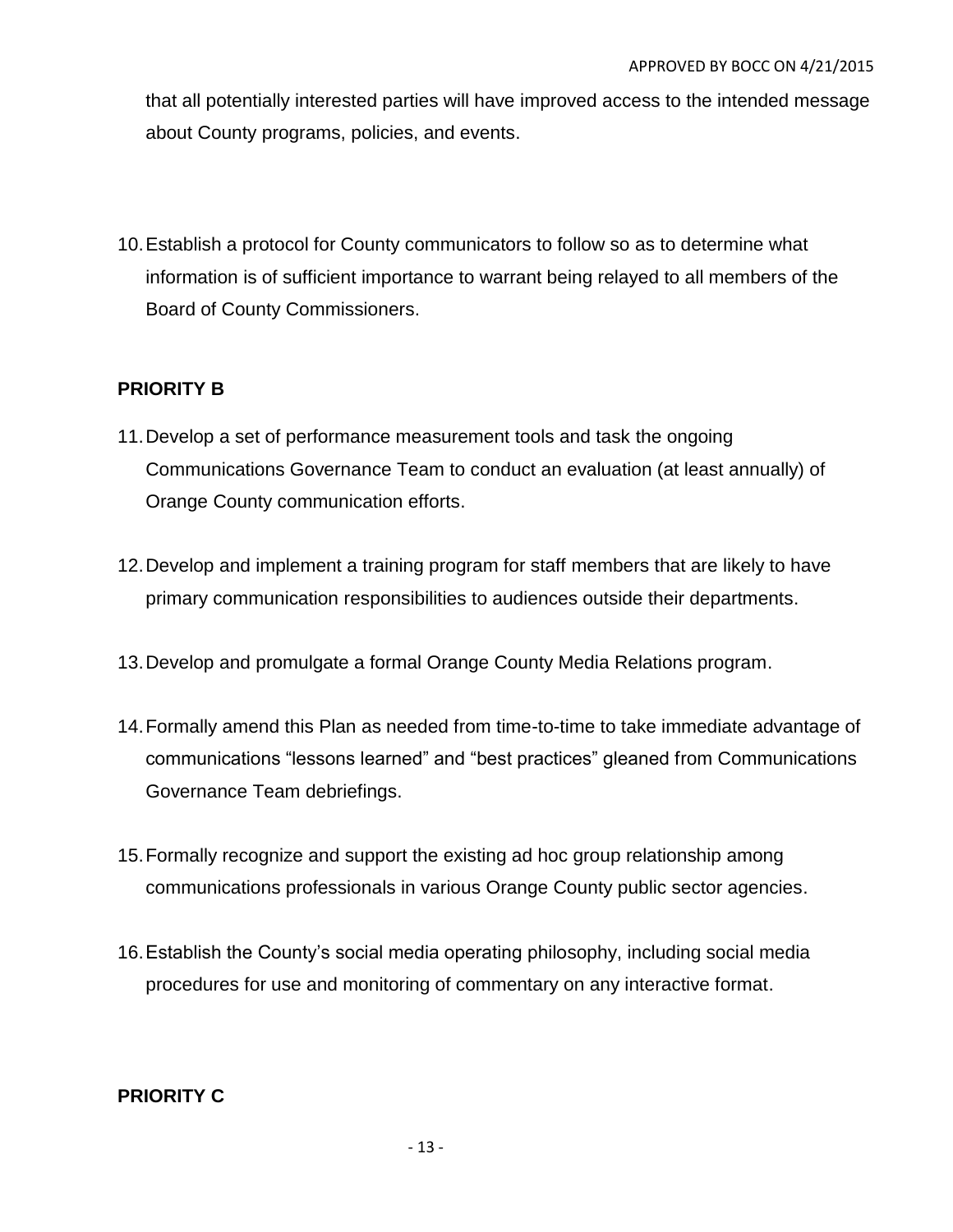that all potentially interested parties will have improved access to the intended message about County programs, policies, and events.

10. Establish a protocol for County communicators to follow so as to determine what information is of sufficient importance to warrant being relayed to all members of the Board of County Commissioners.

**PRIORITY B**

11. Develop a set of performance measurement tools and task the ongoing Communications Governance Team to conduct an evaluation (at least annually) of Orange County communication efforts.

12. Develop and implement a training program for staff members that are likely to have primary communication responsibilities to audiences outside their departments.

13. Develop and promulgate a formal Orange County Media Relations program.

14. Formally amend this Plan as needed from time-to-time to take immediate advantage of communications "lessons learned" and "best practices" gleaned from Communications Governance Team debriefings.

15. Formally recognize and support the existing ad hoc group relationship among communications professionals in various Orange County public sector agencies.

16. Establish the County's social media operating philosophy, including social media procedures for use and monitoring of commentary on any interactive format.

**PRIORITY C**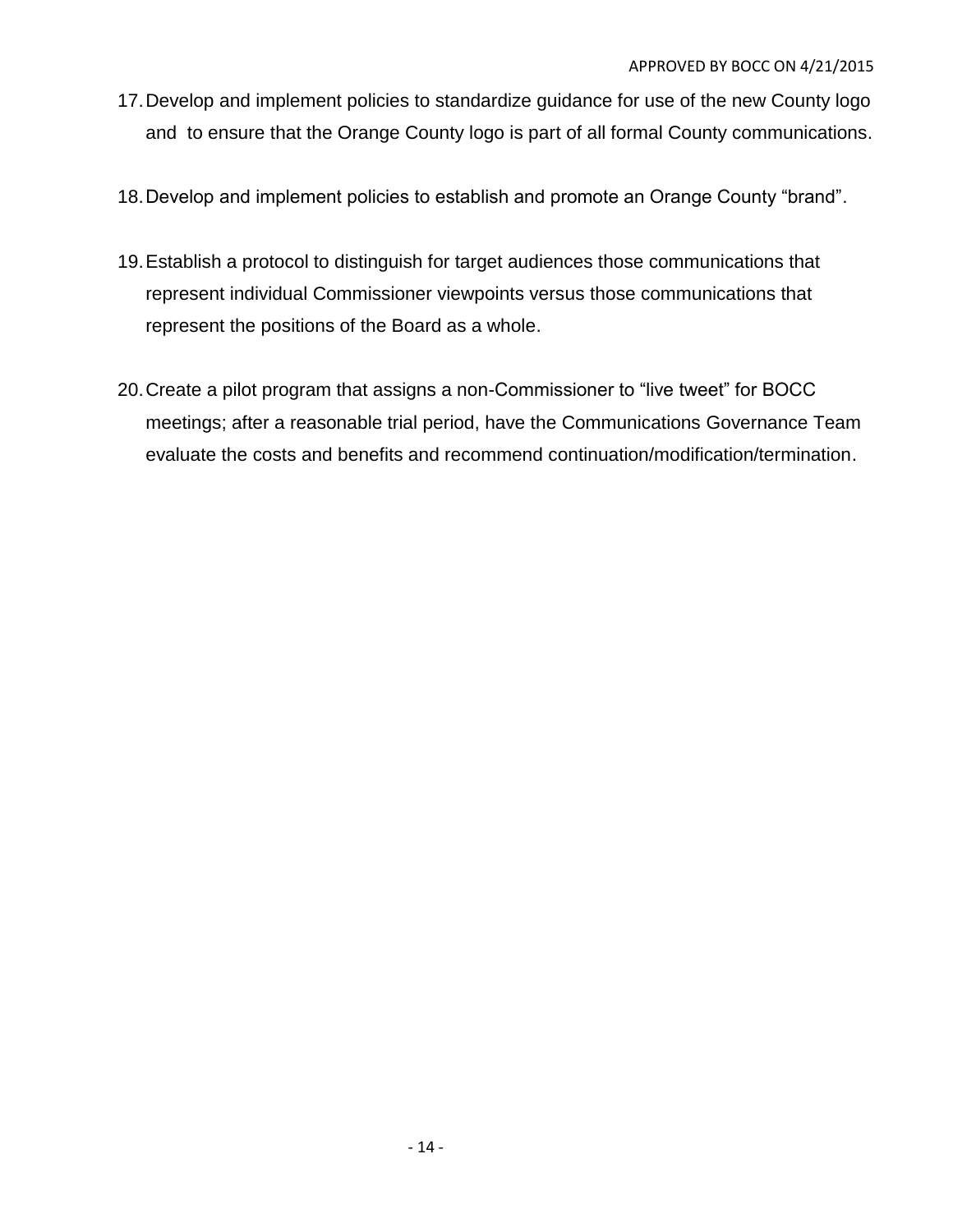17. Develop and implement policies to standardize guidance for use of the new County logo and to ensure that the Orange County logo is part of all formal County communications.

18. Develop and implement policies to establish and promote an Orange County “brand”.

19. Establish a protocol to distinguish for target audiences those communications that represent individual Commissioner viewpoints versus those communications that represent the positions of the Board as a whole.

20. Create a pilot program that assigns a non-Commissioner to “live tweet” for BOCC meetings; after a reasonable trial period, have the Communications Governance Team evaluate the costs and benefits and recommend continuation/modification/termination.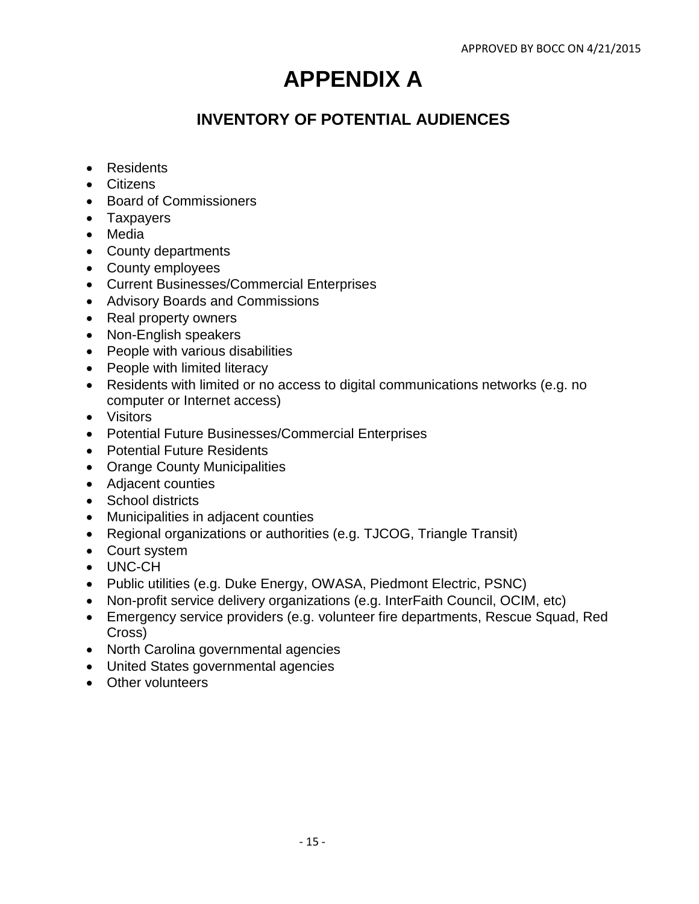# APPENDIX A

## INVENTORY OF POTENTIAL AUDIENCES

- Residents
- Citizens
- Board of Commissioners
- Taxpayers
- Media
- County departments
- County employees
- Current Businesses/Commercial Enterprises
- Advisory Boards and Commissions
- Real property owners
- Non-English speakers
- People with various disabilities
- People with limited literacy
- Residents with limited or no access to digital communications networks (e.g. no computer or Internet access)
- Visitors
- Potential Future Businesses/Commercial Enterprises
- Potential Future Residents
- Orange County Municipalities
- Adjacent counties
- School districts
- Municipalities in adjacent counties
- Regional organizations or authorities (e.g. TJCOG, Triangle Transit)
- Court system
- UNC-CH
- Public utilities (e.g. Duke Energy, OWASA, Piedmont Electric, PSNC)
- Non-profit service delivery organizations (e.g. InterFaith Council, OCIM, etc)
- Emergency service providers (e.g. volunteer fire departments, Rescue Squad, Red Cross)
- North Carolina governmental agencies
- United States governmental agencies
- Other volunteers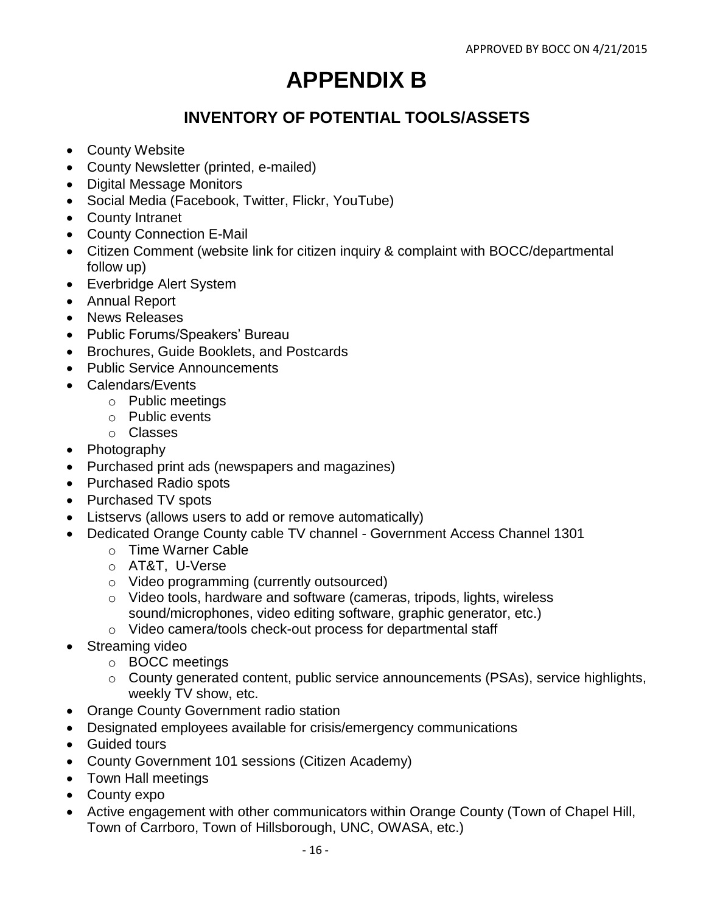# APPENDIX B

## INVENTORY OF POTENTIAL TOOLS/ASSETS

- County Website
- County Newsletter (printed, e-mailed)
- Digital Message Monitors
- Social Media (Facebook, Twitter, Flickr, YouTube)
- County Intranet
- County Connection E-Mail
- Citizen Comment (website link for citizen inquiry & complaint with BOCC/departmental follow up)
- Everbridge Alert System
- Annual Report
- News Releases
- Public Forums/Speakers' Bureau
- Brochures, Guide Booklets, and Postcards
- Public Service Announcements
- Calendars/Events
  - Public meetings
  - Public events
  - Classes
- Photography
- Purchased print ads (newspapers and magazines)
- Purchased Radio spots
- Purchased TV spots
- Listservs (allows users to add or remove automatically)
- Dedicated Orange County cable TV channel - Government Access Channel 1301
  - Time Warner Cable
  - AT&T, U-Verse
  - Video programming (currently outsourced)
  - Video tools, hardware and software (cameras, tripods, lights, wireless sound/microphones, video editing software, graphic generator, etc.)
  - Video camera/tools check-out process for departmental staff
- Streaming video
  - BOCC meetings
  - County generated content, public service announcements (PSAs), service highlights, weekly TV show, etc.
- Orange County Government radio station
- Designated employees available for crisis/emergency communications
- Guided tours
- County Government 101 sessions (Citizen Academy)
- Town Hall meetings
- County expo
- Active engagement with other communicators within Orange County (Town of Chapel Hill, Town of Carrboro, Town of Hillsborough, UNC, OWASA, etc.)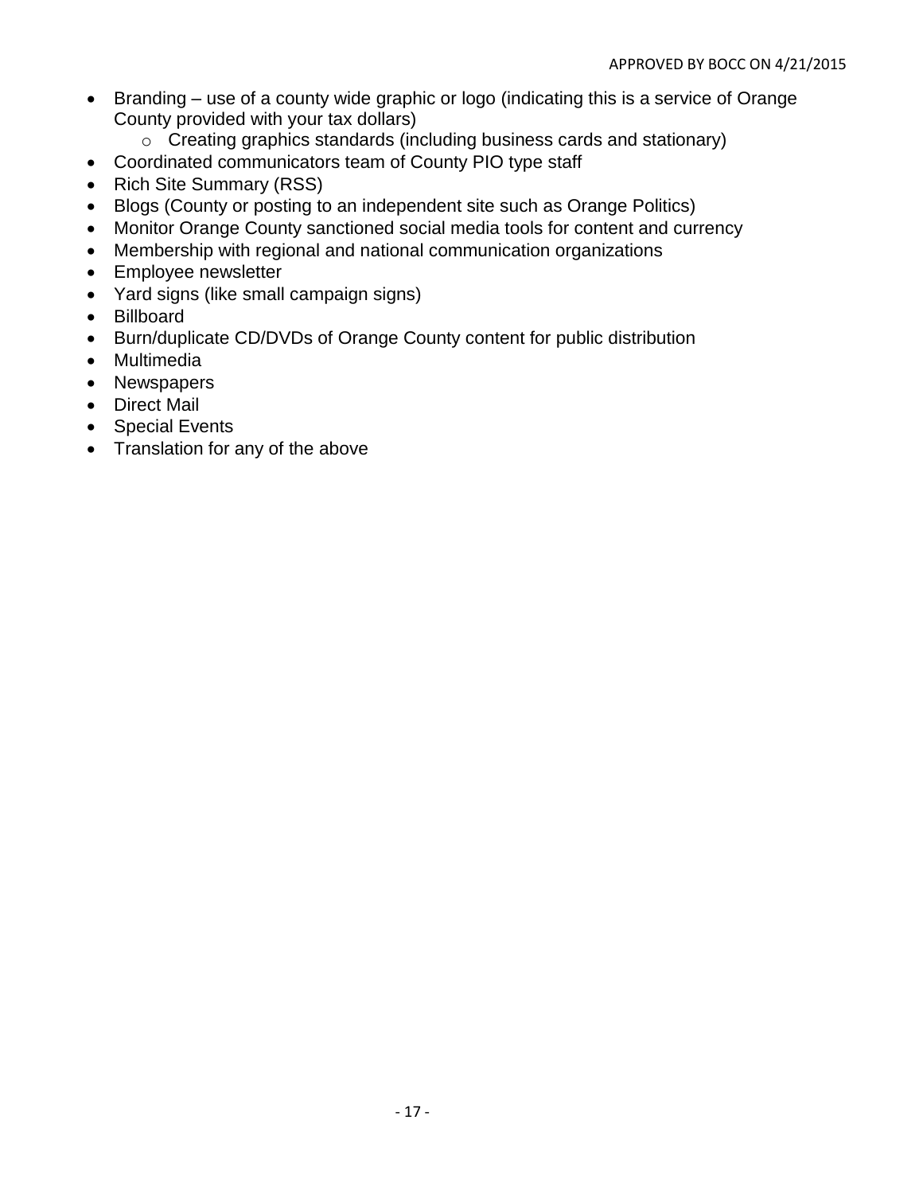- Branding – use of a county wide graphic or logo (indicating this is a service of Orange County provided with your tax dollars)
    - Creating graphics standards (including business cards and stationary)
- Coordinated communicators team of County PIO type staff
- Rich Site Summary (RSS)
- Blogs (County or posting to an independent site such as Orange Politics)
- Monitor Orange County sanctioned social media tools for content and currency
- Membership with regional and national communication organizations
- Employee newsletter
- Yard signs (like small campaign signs)
- Billboard
- Burn/duplicate CD/DVDs of Orange County content for public distribution
- Multimedia
- Newspapers
- Direct Mail
- Special Events
- Translation for any of the above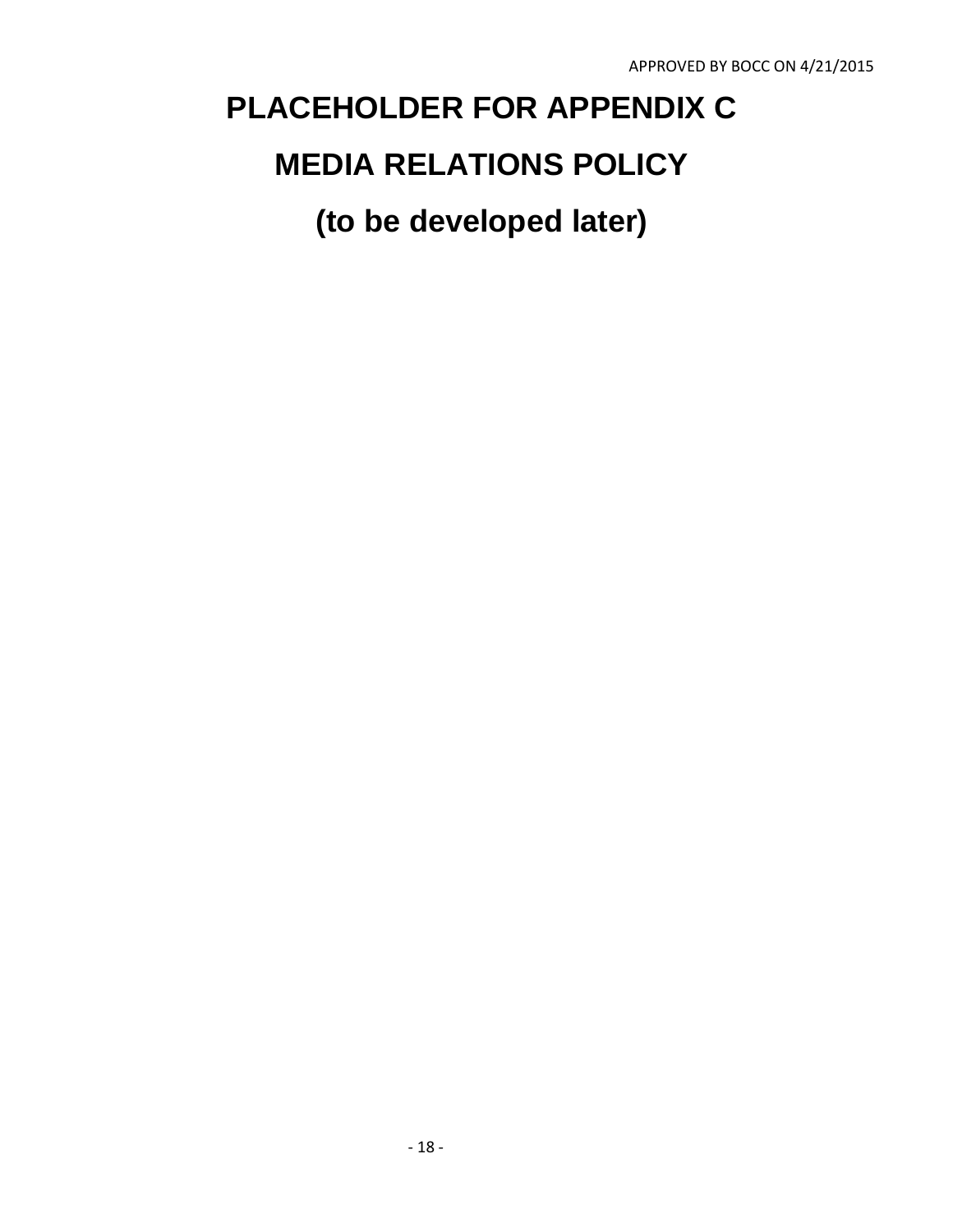# PLACEHOLDER FOR APPENDIX C

# MEDIA RELATIONS POLICY

# (to be developed later)